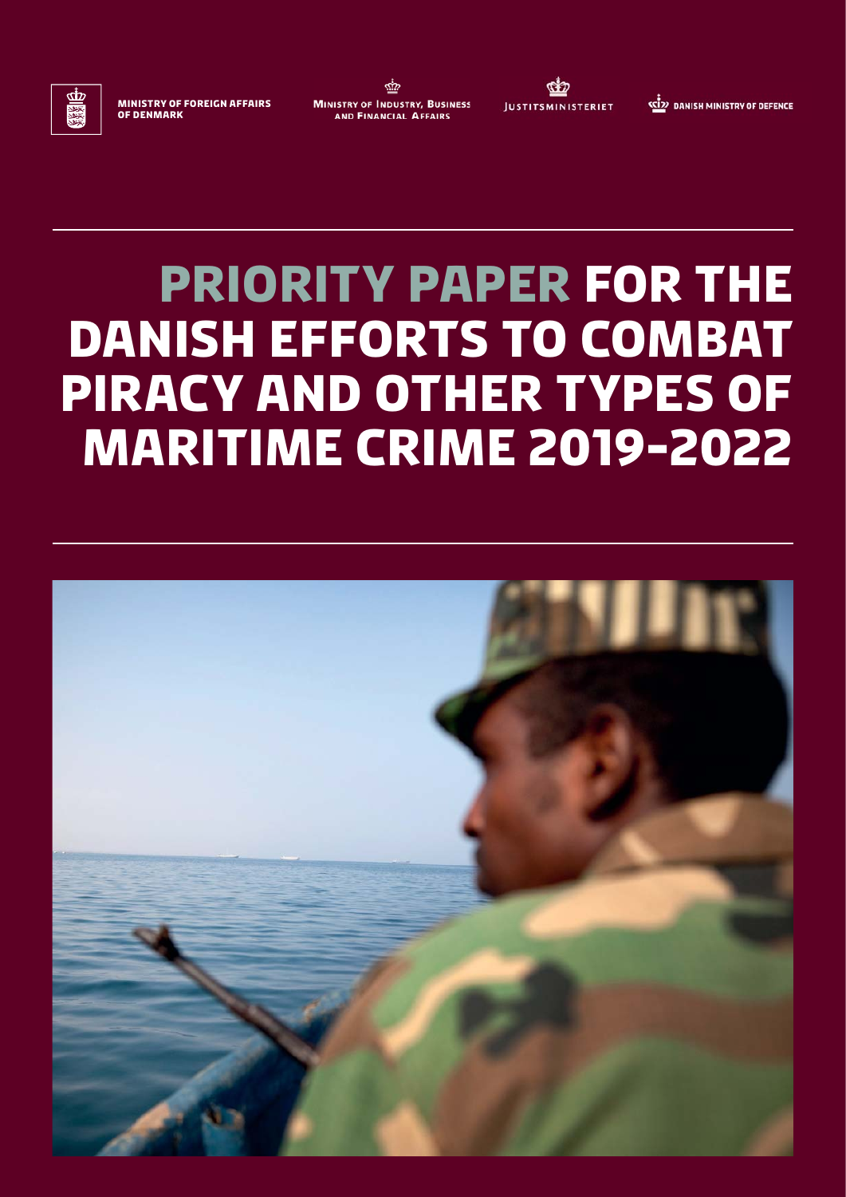MINISTRY OF FOREIGN AFFAIRS OF DENMARK

MINISTRY OF INDUSTRY, BUSINESS AND FINANCIAL AFFAIRS

JUSTITSMINISTERIET

DANISH MINISTRY OF DEFENCE

# PRIORITY PAPER FOR THE DANISH EFFORTS TO COMBAT PIRACY AND OTHER TYPES OF MARITIME CRIME 2019-2022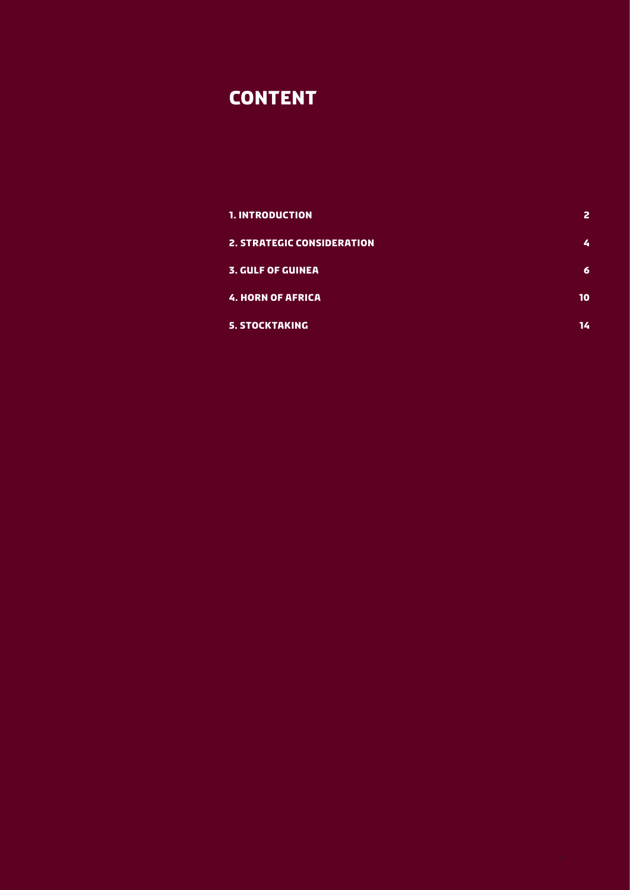# CONTENT

| | |
|---|---|
| **1. INTRODUCTION** | **2** |
| **2. STRATEGIC CONSIDERATION** | **4** |
| **3. GULF OF GUINEA** | **6** |
| **4. HORN OF AFRICA** | **10** |
| **5. STOCKTAKING** | **14** |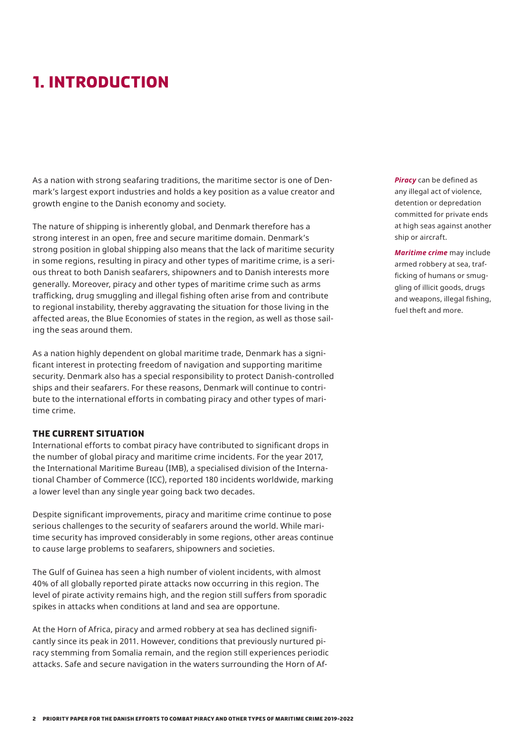# 1. INTRODUCTION

As a nation with strong seafaring traditions, the maritime sector is one of Denmark's largest export industries and holds a key position as a value creator and growth engine to the Danish economy and society.

The nature of shipping is inherently global, and Denmark therefore has a strong interest in an open, free and secure maritime domain. Denmark's strong position in global shipping also means that the lack of maritime security in some regions, resulting in piracy and other types of maritime crime, is a serious threat to both Danish seafarers, shipowners and to Danish interests more generally. Moreover, piracy and other types of maritime crime such as arms trafficking, drug smuggling and illegal fishing often arise from and contribute to regional instability, thereby aggravating the situation for those living in the affected areas, the Blue Economies of states in the region, as well as those sailing the seas around them.

As a nation highly dependent on global maritime trade, Denmark has a significant interest in protecting freedom of navigation and supporting maritime security. Denmark also has a special responsibility to protect Danish-controlled ships and their seafarers. For these reasons, Denmark will continue to contribute to the international efforts in combating piracy and other types of maritime crime.

***Piracy*** can be defined as any illegal act of violence, detention or depredation committed for private ends at high seas against another ship or aircraft.

***Maritime crime*** may include armed robbery at sea, trafficking of humans or smuggling of illicit goods, drugs and weapons, illegal fishing, fuel theft and more.

### THE CURRENT SITUATION

International efforts to combat piracy have contributed to significant drops in the number of global piracy and maritime crime incidents. For the year 2017, the International Maritime Bureau (IMB), a specialised division of the International Chamber of Commerce (ICC), reported 180 incidents worldwide, marking a lower level than any single year going back two decades.

Despite significant improvements, piracy and maritime crime continue to pose serious challenges to the security of seafarers around the world. While maritime security has improved considerably in some regions, other areas continue to cause large problems to seafarers, shipowners and societies.

The Gulf of Guinea has seen a high number of violent incidents, with almost 40% of all globally reported pirate attacks now occurring in this region. The level of pirate activity remains high, and the region still suffers from sporadic spikes in attacks when conditions at land and sea are opportune.

At the Horn of Africa, piracy and armed robbery at sea has declined significantly since its peak in 2011. However, conditions that previously nurtured piracy stemming from Somalia remain, and the region still experiences periodic attacks. Safe and secure navigation in the waters surrounding the Horn of Af-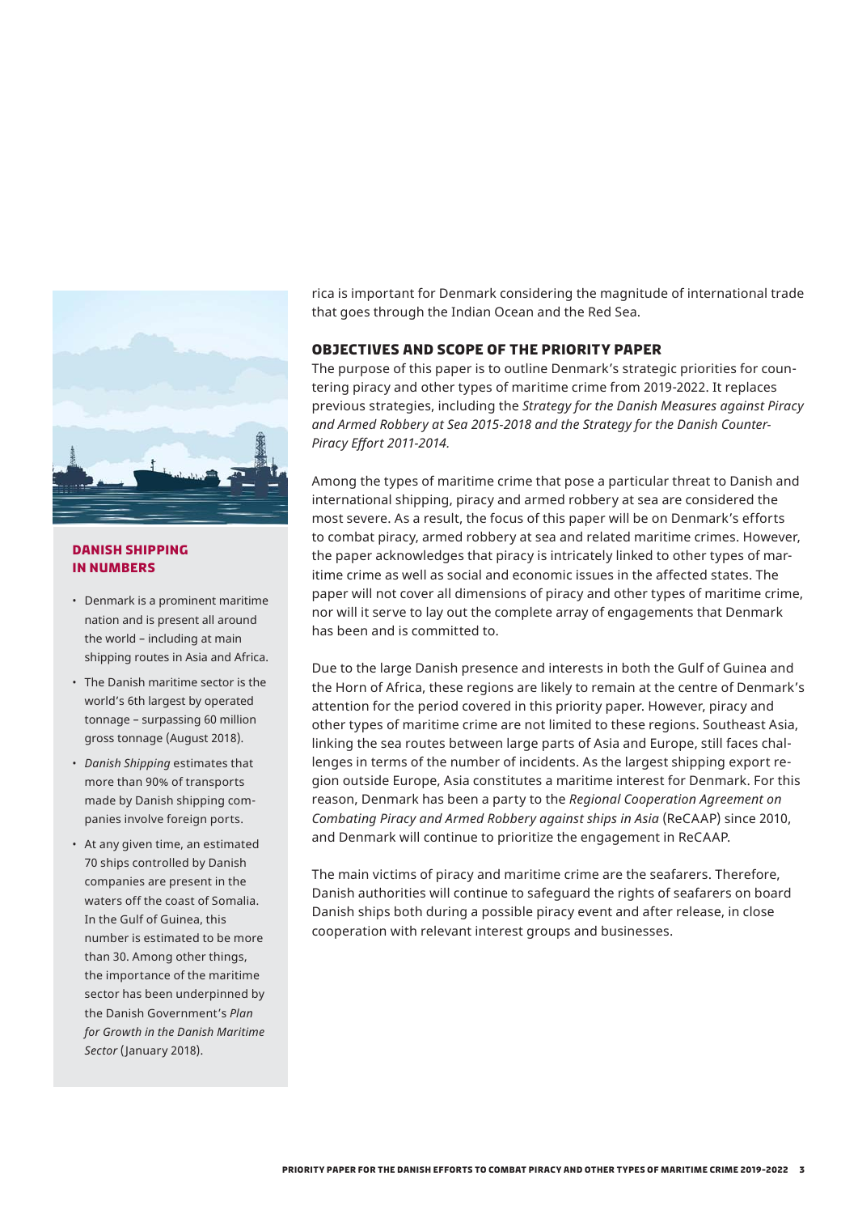rica is important for Denmark considering the magnitude of international trade that goes through the Indian Ocean and the Red Sea.

## OBJECTIVES AND SCOPE OF THE PRIORITY PAPER

The purpose of this paper is to outline Denmark's strategic priorities for countering piracy and other types of maritime crime from 2019-2022. It replaces previous strategies, including the *Strategy for the Danish Measures against Piracy and Armed Robbery at Sea 2015-2018 and the Strategy for the Danish Counter-Piracy Effort 2011-2014.*

Among the types of maritime crime that pose a particular threat to Danish and international shipping, piracy and armed robbery at sea are considered the most severe. As a result, the focus of this paper will be on Denmark's efforts to combat piracy, armed robbery at sea and related maritime crimes. However, the paper acknowledges that piracy is intricately linked to other types of maritime crime as well as social and economic issues in the affected states. The paper will not cover all dimensions of piracy and other types of maritime crime, nor will it serve to lay out the complete array of engagements that Denmark has been and is committed to.

Due to the large Danish presence and interests in both the Gulf of Guinea and the Horn of Africa, these regions are likely to remain at the centre of Denmark's attention for the period covered in this priority paper. However, piracy and other types of maritime crime are not limited to these regions. Southeast Asia, linking the sea routes between large parts of Asia and Europe, still faces challenges in terms of the number of incidents. As the largest shipping export region outside Europe, Asia constitutes a maritime interest for Denmark. For this reason, Denmark has been a party to the *Regional Cooperation Agreement on Combating Piracy and Armed Robbery against ships in Asia* (ReCAAP) since 2010, and Denmark will continue to prioritize the engagement in ReCAAP.

The main victims of piracy and maritime crime are the seafarers. Therefore, Danish authorities will continue to safeguard the rights of seafarers on board Danish ships both during a possible piracy event and after release, in close cooperation with relevant interest groups and businesses.

### DANISH SHIPPING IN NUMBERS

- Denmark is a prominent maritime nation and is present all around the world – including at main shipping routes in Asia and Africa.
- The Danish maritime sector is the world's 6th largest by operated tonnage – surpassing 60 million gross tonnage (August 2018).
- *Danish Shipping* estimates that more than 90% of transports made by Danish shipping companies involve foreign ports.
- At any given time, an estimated 70 ships controlled by Danish companies are present in the waters off the coast of Somalia. In the Gulf of Guinea, this number is estimated to be more than 30. Among other things, the importance of the maritime sector has been underpinned by the Danish Government's *Plan for Growth in the Danish Maritime Sector* (January 2018).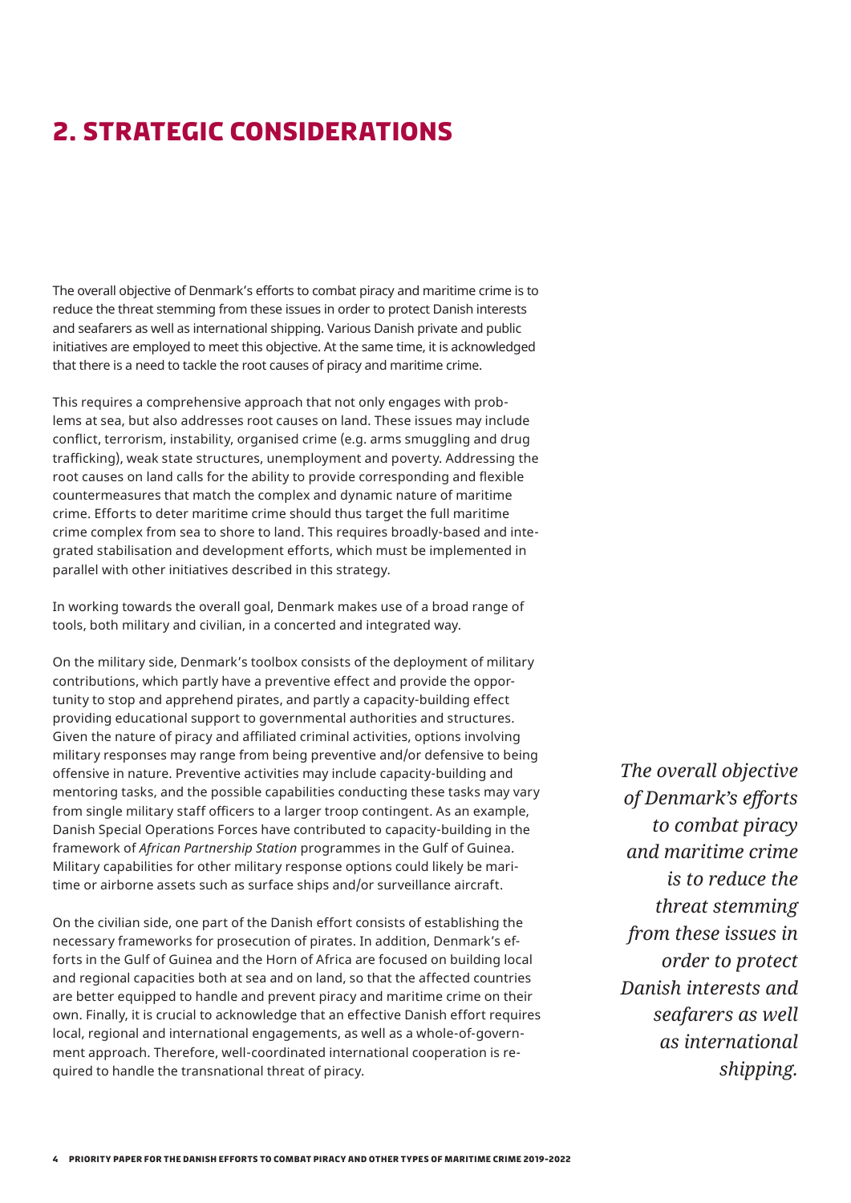# 2. STRATEGIC CONSIDERATIONS

The overall objective of Denmark's efforts to combat piracy and maritime crime is to reduce the threat stemming from these issues in order to protect Danish interests and seafarers as well as international shipping. Various Danish private and public initiatives are employed to meet this objective. At the same time, it is acknowledged that there is a need to tackle the root causes of piracy and maritime crime.

This requires a comprehensive approach that not only engages with problems at sea, but also addresses root causes on land. These issues may include conflict, terrorism, instability, organised crime (e.g. arms smuggling and drug trafficking), weak state structures, unemployment and poverty. Addressing the root causes on land calls for the ability to provide corresponding and flexible countermeasures that match the complex and dynamic nature of maritime crime. Efforts to deter maritime crime should thus target the full maritime crime complex from sea to shore to land. This requires broadly-based and integrated stabilisation and development efforts, which must be implemented in parallel with other initiatives described in this strategy.

In working towards the overall goal, Denmark makes use of a broad range of tools, both military and civilian, in a concerted and integrated way.

On the military side, Denmark's toolbox consists of the deployment of military contributions, which partly have a preventive effect and provide the opportunity to stop and apprehend pirates, and partly a capacity-building effect providing educational support to governmental authorities and structures. Given the nature of piracy and affiliated criminal activities, options involving military responses may range from being preventive and/or defensive to being offensive in nature. Preventive activities may include capacity-building and mentoring tasks, and the possible capabilities conducting these tasks may vary from single military staff officers to a larger troop contingent. As an example, Danish Special Operations Forces have contributed to capacity-building in the framework of *African Partnership Station* programmes in the Gulf of Guinea. Military capabilities for other military response options could likely be maritime or airborne assets such as surface ships and/or surveillance aircraft.

On the civilian side, one part of the Danish effort consists of establishing the necessary frameworks for prosecution of pirates. In addition, Denmark's efforts in the Gulf of Guinea and the Horn of Africa are focused on building local and regional capacities both at sea and on land, so that the affected countries are better equipped to handle and prevent piracy and maritime crime on their own. Finally, it is crucial to acknowledge that an effective Danish effort requires local, regional and international engagements, as well as a whole-of-government approach. Therefore, well-coordinated international cooperation is required to handle the transnational threat of piracy.

*The overall objective of Denmark's efforts to combat piracy and maritime crime is to reduce the threat stemming from these issues in order to protect Danish interests and seafarers as well as international shipping.*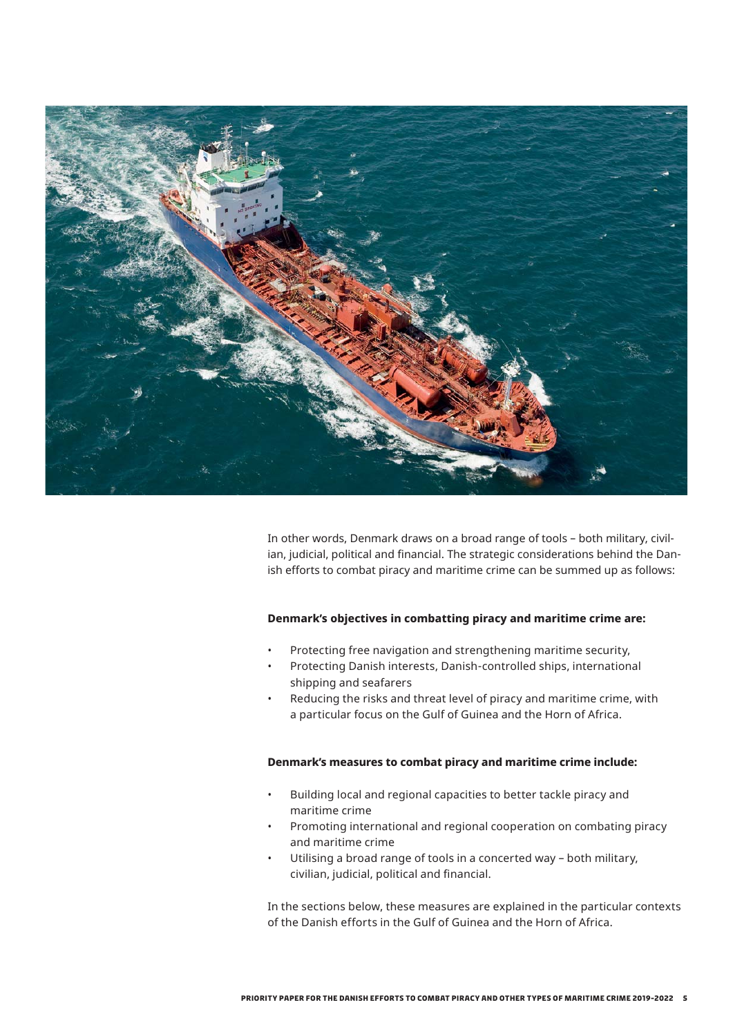In other words, Denmark draws on a broad range of tools – both military, civilian, judicial, political and financial. The strategic considerations behind the Danish efforts to combat piracy and maritime crime can be summed up as follows:

**Denmark's objectives in combatting piracy and maritime crime are:**

- Protecting free navigation and strengthening maritime security,
- Protecting Danish interests, Danish-controlled ships, international shipping and seafarers
- Reducing the risks and threat level of piracy and maritime crime, with a particular focus on the Gulf of Guinea and the Horn of Africa.

**Denmark's measures to combat piracy and maritime crime include:**

- Building local and regional capacities to better tackle piracy and maritime crime
- Promoting international and regional cooperation on combating piracy and maritime crime
- Utilising a broad range of tools in a concerted way – both military, civilian, judicial, political and financial.

In the sections below, these measures are explained in the particular contexts of the Danish efforts in the Gulf of Guinea and the Horn of Africa.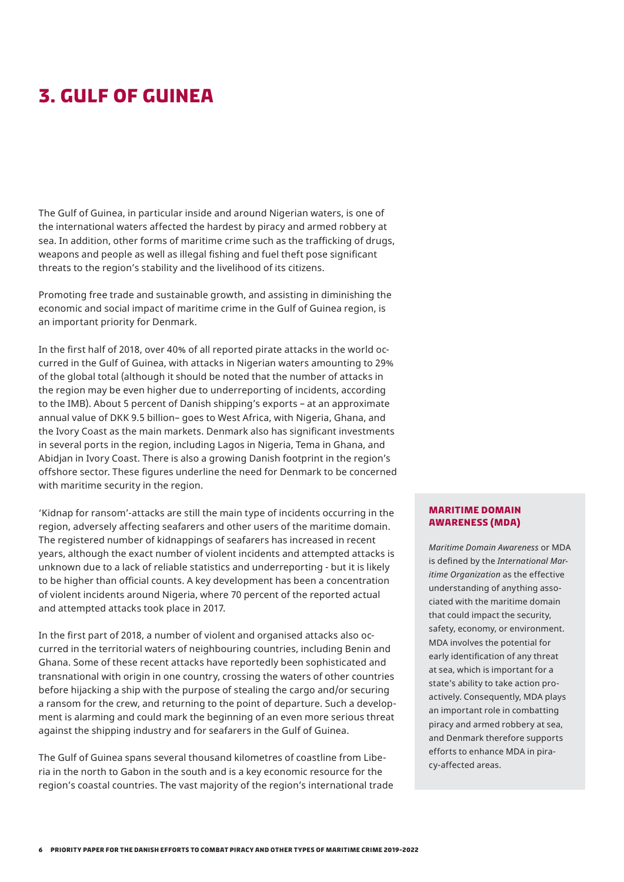# 3. GULF OF GUINEA

The Gulf of Guinea, in particular inside and around Nigerian waters, is one of the international waters affected the hardest by piracy and armed robbery at sea. In addition, other forms of maritime crime such as the trafficking of drugs, weapons and people as well as illegal fishing and fuel theft pose significant threats to the region's stability and the livelihood of its citizens.

Promoting free trade and sustainable growth, and assisting in diminishing the economic and social impact of maritime crime in the Gulf of Guinea region, is an important priority for Denmark.

In the first half of 2018, over 40% of all reported pirate attacks in the world occurred in the Gulf of Guinea, with attacks in Nigerian waters amounting to 29% of the global total (although it should be noted that the number of attacks in the region may be even higher due to underreporting of incidents, according to the IMB). About 5 percent of Danish shipping's exports – at an approximate annual value of DKK 9.5 billion– goes to West Africa, with Nigeria, Ghana, and the Ivory Coast as the main markets. Denmark also has significant investments in several ports in the region, including Lagos in Nigeria, Tema in Ghana, and Abidjan in Ivory Coast. There is also a growing Danish footprint in the region's offshore sector. These figures underline the need for Denmark to be concerned with maritime security in the region.

'Kidnap for ransom'-attacks are still the main type of incidents occurring in the region, adversely affecting seafarers and other users of the maritime domain. The registered number of kidnappings of seafarers has increased in recent years, although the exact number of violent incidents and attempted attacks is unknown due to a lack of reliable statistics and underreporting - but it is likely to be higher than official counts. A key development has been a concentration of violent incidents around Nigeria, where 70 percent of the reported actual and attempted attacks took place in 2017.

In the first part of 2018, a number of violent and organised attacks also occurred in the territorial waters of neighbouring countries, including Benin and Ghana. Some of these recent attacks have reportedly been sophisticated and transnational with origin in one country, crossing the waters of other countries before hijacking a ship with the purpose of stealing the cargo and/or securing a ransom for the crew, and returning to the point of departure. Such a development is alarming and could mark the beginning of an even more serious threat against the shipping industry and for seafarers in the Gulf of Guinea.

The Gulf of Guinea spans several thousand kilometres of coastline from Liberia in the north to Gabon in the south and is a key economic resource for the region's coastal countries. The vast majority of the region's international trade

### MARITIME DOMAIN AWARENESS (MDA)

*Maritime Domain Awareness* or MDA is defined by the *International Maritime Organization* as the effective understanding of anything associated with the maritime domain that could impact the security, safety, economy, or environment. MDA involves the potential for early identification of any threat at sea, which is important for a state's ability to take action proactively. Consequently, MDA plays an important role in combatting piracy and armed robbery at sea, and Denmark therefore supports efforts to enhance MDA in piracy-affected areas.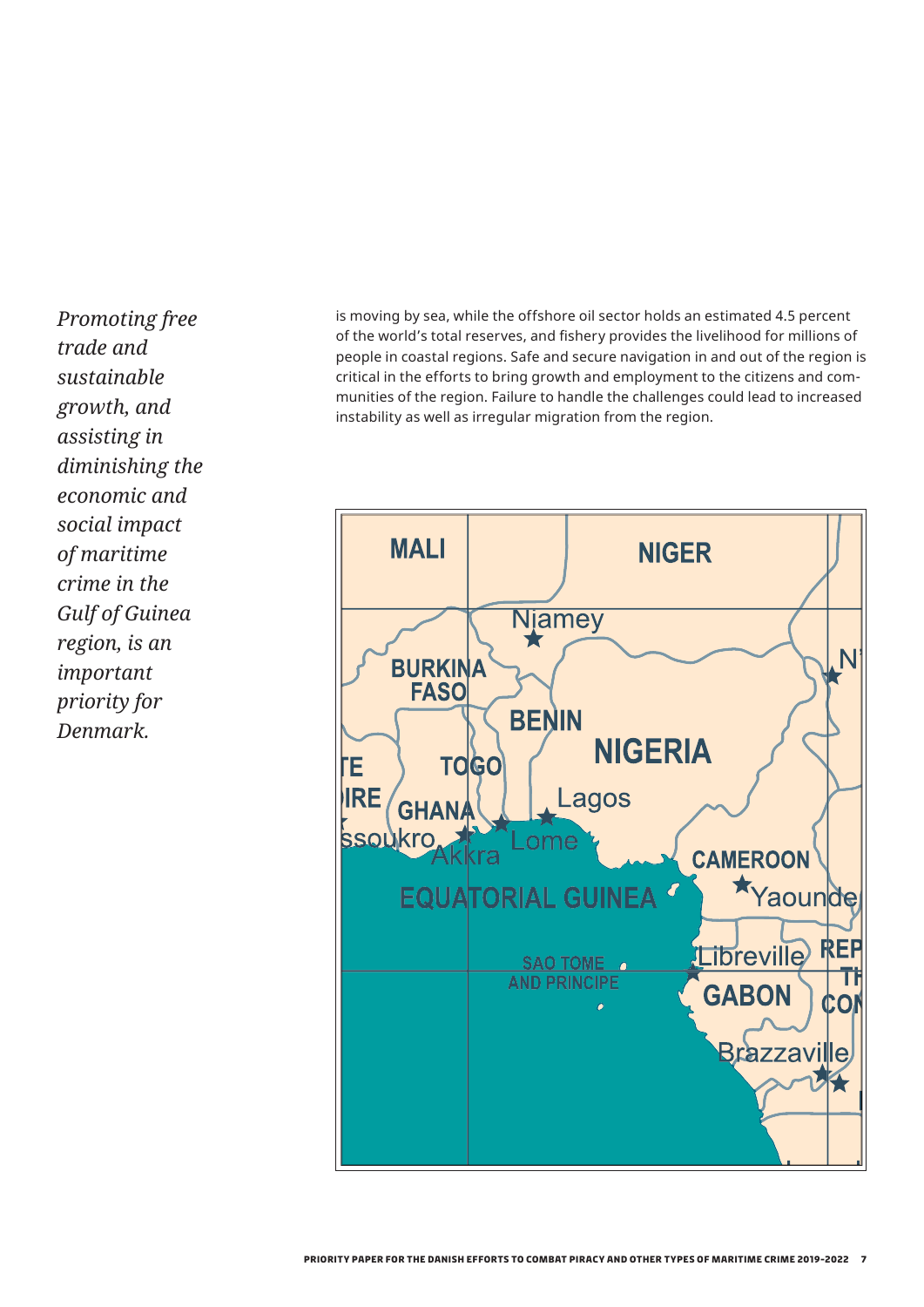*Promoting free trade and sustainable growth, and assisting in diminishing the economic and social impact of maritime crime in the Gulf of Guinea region, is an important priority for Denmark.*

is moving by sea, while the offshore oil sector holds an estimated 4.5 percent of the world's total reserves, and fishery provides the livelihood for millions of people in coastal regions. Safe and secure navigation in and out of the region is critical in the efforts to bring growth and employment to the citizens and communities of the region. Failure to handle the challenges could lead to increased instability as well as irregular migration from the region.

MALI
NIGER
Niamey
BURKINA FASO
BENIN
NIGERIA
TOGO
GHANA
Lagos
Lome
Akkra
CAMEROON
Yaounde
EQUATORIAL GUINEA
SAO TOME AND PRINCIPE
Libreville
GABON
Brazzaville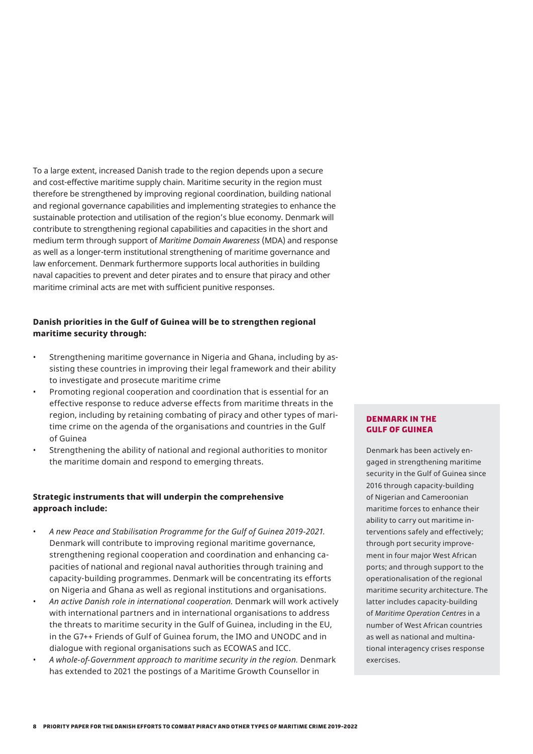To a large extent, increased Danish trade to the region depends upon a secure and cost-effective maritime supply chain. Maritime security in the region must therefore be strengthened by improving regional coordination, building national and regional governance capabilities and implementing strategies to enhance the sustainable protection and utilisation of the region's blue economy. Denmark will contribute to strengthening regional capabilities and capacities in the short and medium term through support of *Maritime Domain Awareness* (MDA) and response as well as a longer-term institutional strengthening of maritime governance and law enforcement. Denmark furthermore supports local authorities in building naval capacities to prevent and deter pirates and to ensure that piracy and other maritime criminal acts are met with sufficient punitive responses.

**Danish priorities in the Gulf of Guinea will be to strengthen regional maritime security through:**

- Strengthening maritime governance in Nigeria and Ghana, including by assisting these countries in improving their legal framework and their ability to investigate and prosecute maritime crime
- Promoting regional cooperation and coordination that is essential for an effective response to reduce adverse effects from maritime threats in the region, including by retaining combating of piracy and other types of maritime crime on the agenda of the organisations and countries in the Gulf of Guinea
- Strengthening the ability of national and regional authorities to monitor the maritime domain and respond to emerging threats.

**Strategic instruments that will underpin the comprehensive approach include:**

- *A new Peace and Stabilisation Programme for the Gulf of Guinea 2019-2021.* Denmark will contribute to improving regional maritime governance, strengthening regional cooperation and coordination and enhancing capacities of national and regional naval authorities through training and capacity-building programmes. Denmark will be concentrating its efforts on Nigeria and Ghana as well as regional institutions and organisations.
- *An active Danish role in international cooperation.* Denmark will work actively with international partners and in international organisations to address the threats to maritime security in the Gulf of Guinea, including in the EU, in the G7++ Friends of Gulf of Guinea forum, the IMO and UNODC and in dialogue with regional organisations such as ECOWAS and ICC.
- *A whole-of-Government approach to maritime security in the region.* Denmark has extended to 2021 the postings of a Maritime Growth Counsellor in

**DENMARK IN THE GULF OF GUINEA**

Denmark has been actively engaged in strengthening maritime security in the Gulf of Guinea since 2016 through capacity-building of Nigerian and Cameroonian maritime forces to enhance their ability to carry out maritime interventions safely and effectively; through port security improvement in four major West African ports; and through support to the operationalisation of the regional maritime security architecture. The latter includes capacity-building of *Maritime Operation Centres* in a number of West African countries as well as national and multinational interagency crises response exercises.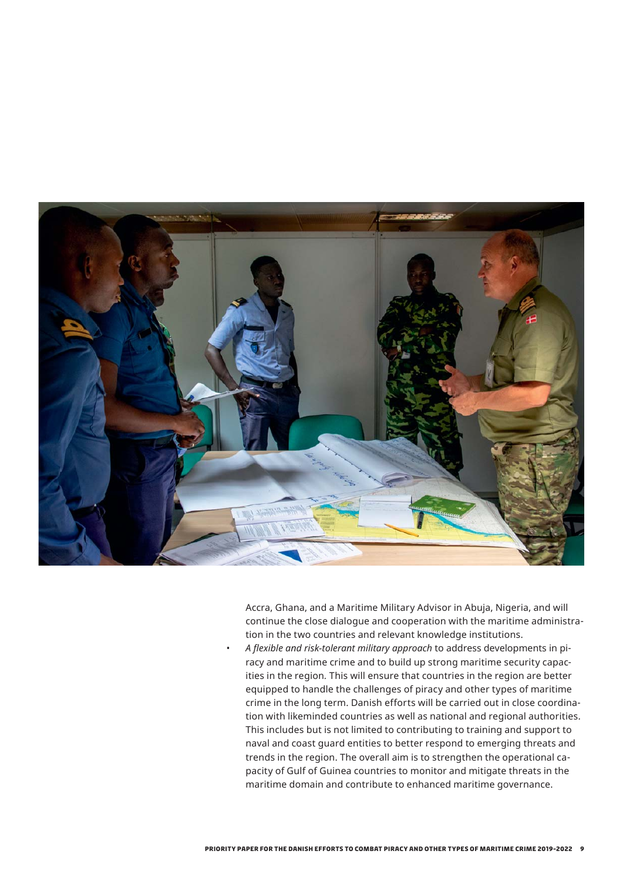Accra, Ghana, and a Maritime Military Advisor in Abuja, Nigeria, and will continue the close dialogue and cooperation with the maritime administration in the two countries and relevant knowledge institutions.

- *A flexible and risk-tolerant military approach* to address developments in piracy and maritime crime and to build up strong maritime security capacities in the region. This will ensure that countries in the region are better equipped to handle the challenges of piracy and other types of maritime crime in the long term. Danish efforts will be carried out in close coordination with likeminded countries as well as national and regional authorities. This includes but is not limited to contributing to training and support to naval and coast guard entities to better respond to emerging threats and trends in the region. The overall aim is to strengthen the operational capacity of Gulf of Guinea countries to monitor and mitigate threats in the maritime domain and contribute to enhanced maritime governance.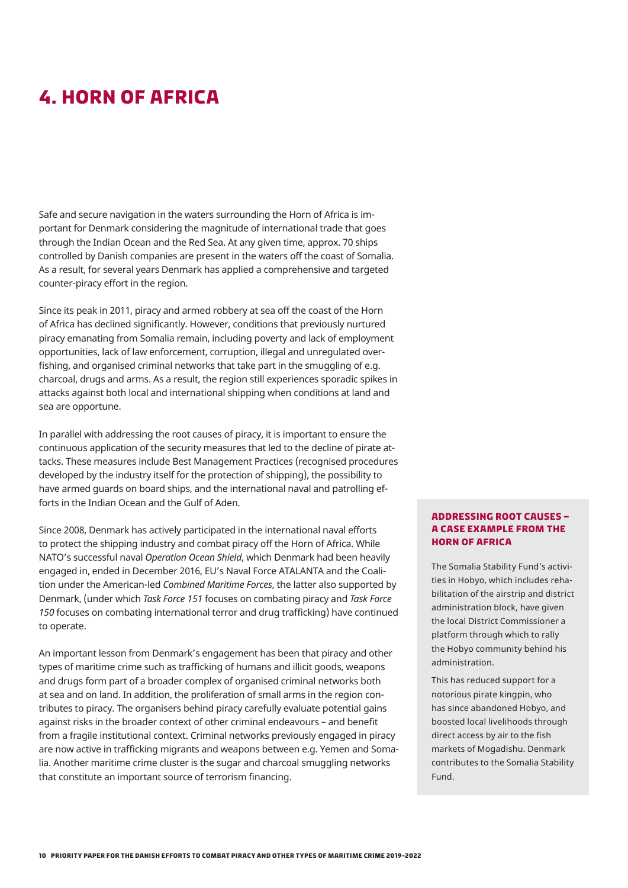# 4. HORN OF AFRICA

Safe and secure navigation in the waters surrounding the Horn of Africa is important for Denmark considering the magnitude of international trade that goes through the Indian Ocean and the Red Sea. At any given time, approx. 70 ships controlled by Danish companies are present in the waters off the coast of Somalia. As a result, for several years Denmark has applied a comprehensive and targeted counter-piracy effort in the region.

Since its peak in 2011, piracy and armed robbery at sea off the coast of the Horn of Africa has declined significantly. However, conditions that previously nurtured piracy emanating from Somalia remain, including poverty and lack of employment opportunities, lack of law enforcement, corruption, illegal and unregulated overfishing, and organised criminal networks that take part in the smuggling of e.g. charcoal, drugs and arms. As a result, the region still experiences sporadic spikes in attacks against both local and international shipping when conditions at land and sea are opportune.

In parallel with addressing the root causes of piracy, it is important to ensure the continuous application of the security measures that led to the decline of pirate attacks. These measures include Best Management Practices (recognised procedures developed by the industry itself for the protection of shipping), the possibility to have armed guards on board ships, and the international naval and patrolling efforts in the Indian Ocean and the Gulf of Aden.

Since 2008, Denmark has actively participated in the international naval efforts to protect the shipping industry and combat piracy off the Horn of Africa. While NATO's successful naval *Operation Ocean Shield*, which Denmark had been heavily engaged in, ended in December 2016, EU's Naval Force ATALANTA and the Coalition under the American-led *Combined Maritime Forces*, the latter also supported by Denmark, (under which *Task Force 151* focuses on combating piracy and *Task Force 150* focuses on combating international terror and drug trafficking) have continued to operate.

An important lesson from Denmark's engagement has been that piracy and other types of maritime crime such as trafficking of humans and illicit goods, weapons and drugs form part of a broader complex of organised criminal networks both at sea and on land. In addition, the proliferation of small arms in the region contributes to piracy. The organisers behind piracy carefully evaluate potential gains against risks in the broader context of other criminal endeavours – and benefit from a fragile institutional context. Criminal networks previously engaged in piracy are now active in trafficking migrants and weapons between e.g. Yemen and Somalia. Another maritime crime cluster is the sugar and charcoal smuggling networks that constitute an important source of terrorism financing.

### ADDRESSING ROOT CAUSES – A CASE EXAMPLE FROM THE HORN OF AFRICA

The Somalia Stability Fund's activities in Hobyo, which includes rehabilitation of the airstrip and district administration block, have given the local District Commissioner a platform through which to rally the Hobyo community behind his administration.

This has reduced support for a notorious pirate kingpin, who has since abandoned Hobyo, and boosted local livelihoods through direct access by air to the fish markets of Mogadishu. Denmark contributes to the Somalia Stability Fund.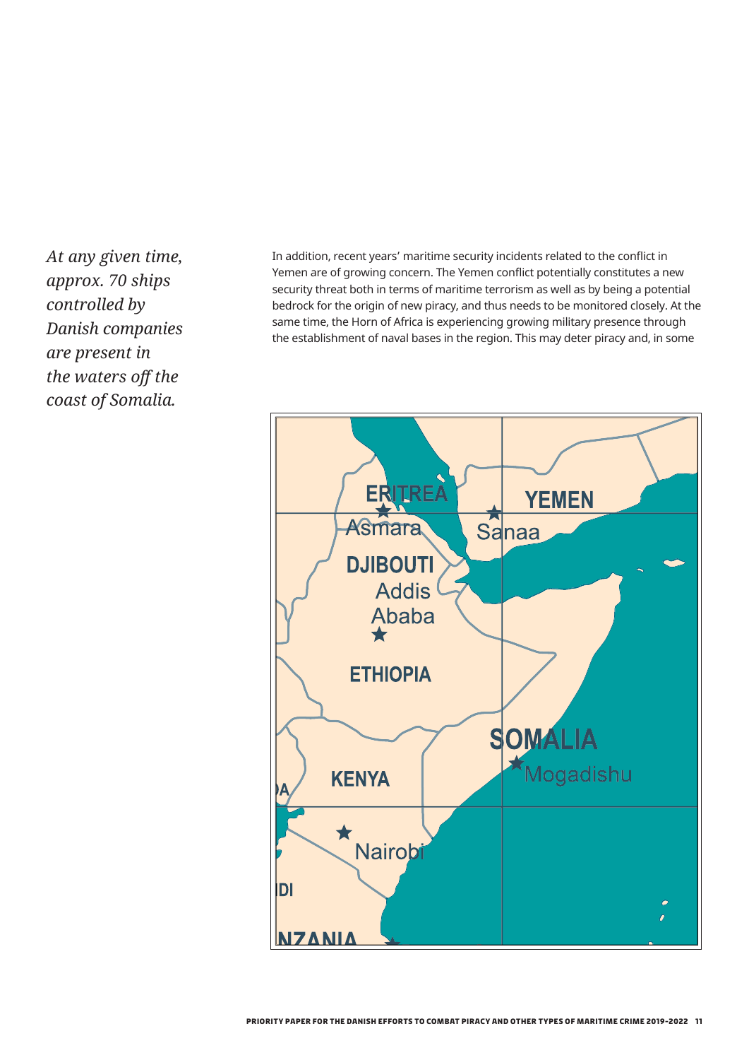*At any given time, approx. 70 ships controlled by Danish companies are present in the waters off the coast of Somalia.*

In addition, recent years' maritime security incidents related to the conflict in Yemen are of growing concern. The Yemen conflict potentially constitutes a new security threat both in terms of maritime terrorism as well as by being a potential bedrock for the origin of new piracy, and thus needs to be monitored closely. At the same time, the Horn of Africa is experiencing growing military presence through the establishment of naval bases in the region. This may deter piracy and, in some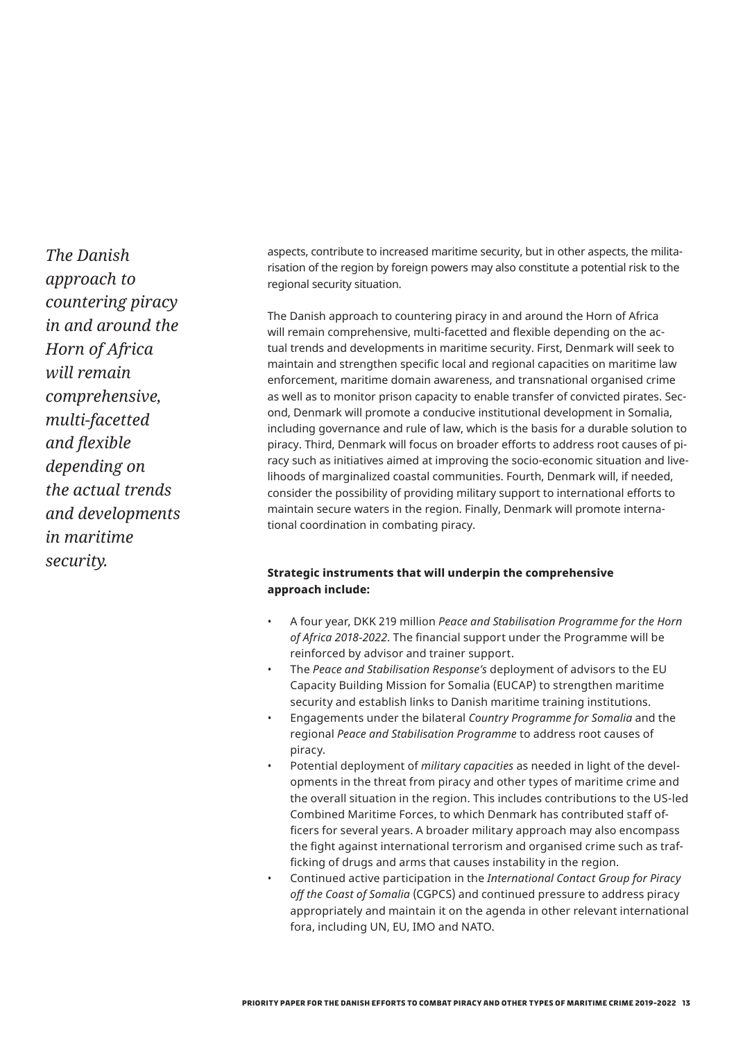*The Danish approach to countering piracy in and around the Horn of Africa will remain comprehensive, multi-facetted and flexible depending on the actual trends and developments in maritime security.*

aspects, contribute to increased maritime security, but in other aspects, the militarisation of the region by foreign powers may also constitute a potential risk to the regional security situation.

The Danish approach to countering piracy in and around the Horn of Africa will remain comprehensive, multi-facetted and flexible depending on the actual trends and developments in maritime security. First, Denmark will seek to maintain and strengthen specific local and regional capacities on maritime law enforcement, maritime domain awareness, and transnational organised crime as well as to monitor prison capacity to enable transfer of convicted pirates. Second, Denmark will promote a conducive institutional development in Somalia, including governance and rule of law, which is the basis for a durable solution to piracy. Third, Denmark will focus on broader efforts to address root causes of piracy such as initiatives aimed at improving the socio-economic situation and livelihoods of marginalized coastal communities. Fourth, Denmark will, if needed, consider the possibility of providing military support to international efforts to maintain secure waters in the region. Finally, Denmark will promote international coordination in combating piracy.

**Strategic instruments that will underpin the comprehensive approach include:**

- A four year, DKK 219 million *Peace and Stabilisation Programme for the Horn of Africa 2018-2022*. The financial support under the Programme will be reinforced by advisor and trainer support.
- The *Peace and Stabilisation Response's* deployment of advisors to the EU Capacity Building Mission for Somalia (EUCAP) to strengthen maritime security and establish links to Danish maritime training institutions.
- Engagements under the bilateral *Country Programme for Somalia* and the regional *Peace and Stabilisation Programme* to address root causes of piracy.
- Potential deployment of *military capacities* as needed in light of the developments in the threat from piracy and other types of maritime crime and the overall situation in the region. This includes contributions to the US-led Combined Maritime Forces, to which Denmark has contributed staff officers for several years. A broader military approach may also encompass the fight against international terrorism and organised crime such as trafficking of drugs and arms that causes instability in the region.
- Continued active participation in the *International Contact Group for Piracy off the Coast of Somalia* (CGPCS) and continued pressure to address piracy appropriately and maintain it on the agenda in other relevant international fora, including UN, EU, IMO and NATO.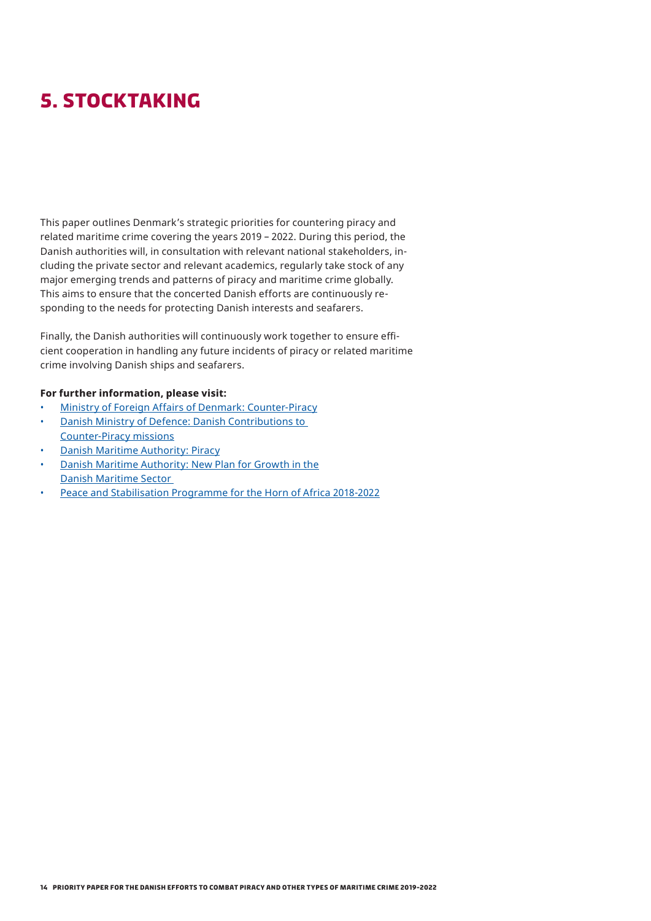# 5. STOCKTAKING

This paper outlines Denmark's strategic priorities for countering piracy and related maritime crime covering the years 2019 – 2022. During this period, the Danish authorities will, in consultation with relevant national stakeholders, including the private sector and relevant academics, regularly take stock of any major emerging trends and patterns of piracy and maritime crime globally. This aims to ensure that the concerted Danish efforts are continuously responding to the needs for protecting Danish interests and seafarers.

Finally, the Danish authorities will continuously work together to ensure efficient cooperation in handling any future incidents of piracy or related maritime crime involving Danish ships and seafarers.

**For further information, please visit:**

- Ministry of Foreign Affairs of Denmark: Counter-Piracy
- Danish Ministry of Defence: Danish Contributions to Counter-Piracy missions
- Danish Maritime Authority: Piracy
- Danish Maritime Authority: New Plan for Growth in the Danish Maritime Sector
- Peace and Stabilisation Programme for the Horn of Africa 2018-2022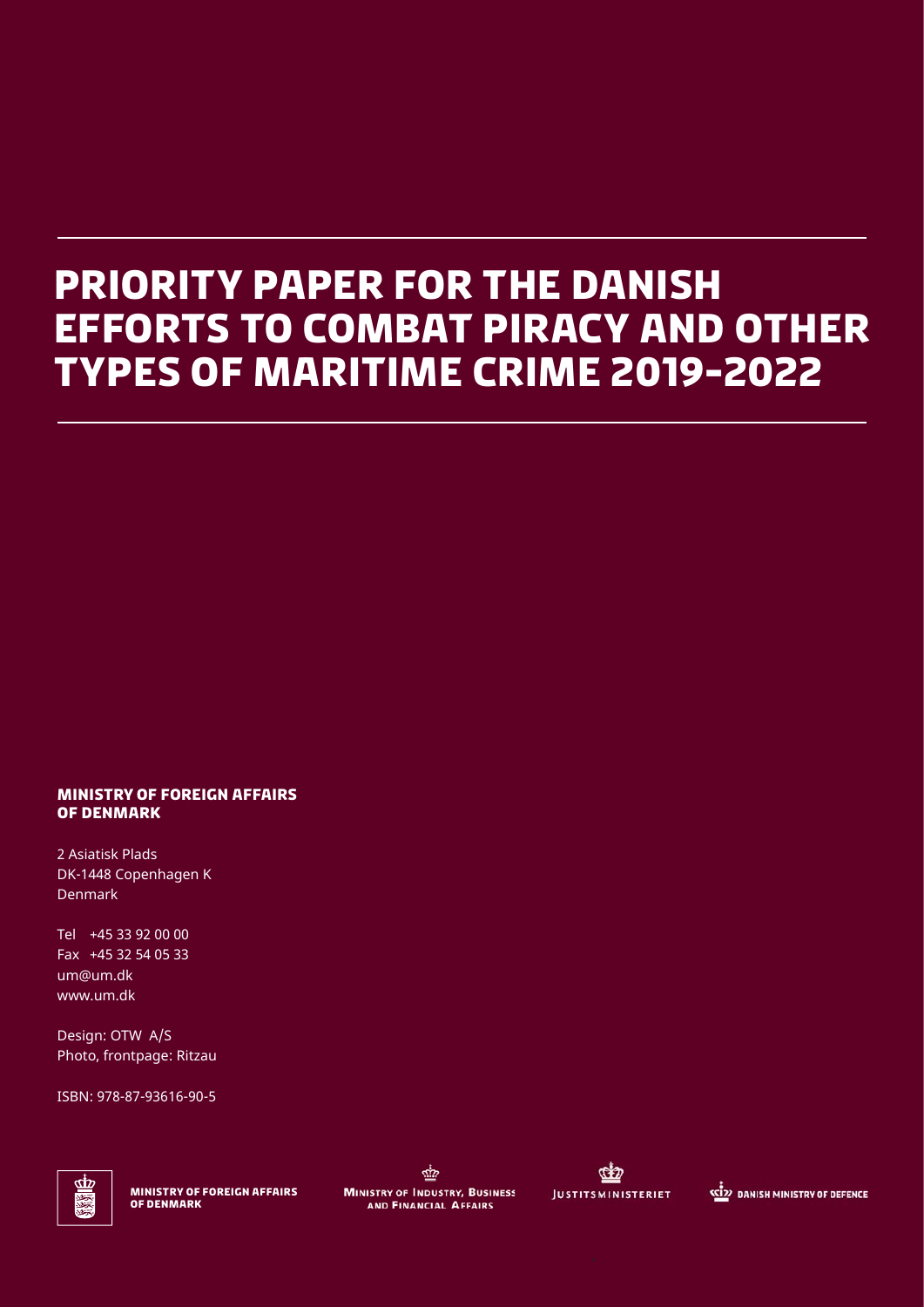# PRIORITY PAPER FOR THE DANISH EFFORTS TO COMBAT PIRACY AND OTHER TYPES OF MARITIME CRIME 2019-2022

**MINISTRY OF FOREIGN AFFAIRS OF DENMARK**

2 Asiatisk Plads
DK-1448 Copenhagen K
Denmark

Tel +45 33 92 00 00
Fax +45 32 54 05 33
um@um.dk
www.um.dk

Design: OTW A/S
Photo, frontpage: Ritzau

ISBN: 978-87-93616-90-5

MINISTRY OF FOREIGN AFFAIRS OF DENMARK

MINISTRY OF INDUSTRY, BUSINESS AND FINANCIAL AFFAIRS

JUSTITSMINISTERIET

DANISH MINISTRY OF DEFENCE